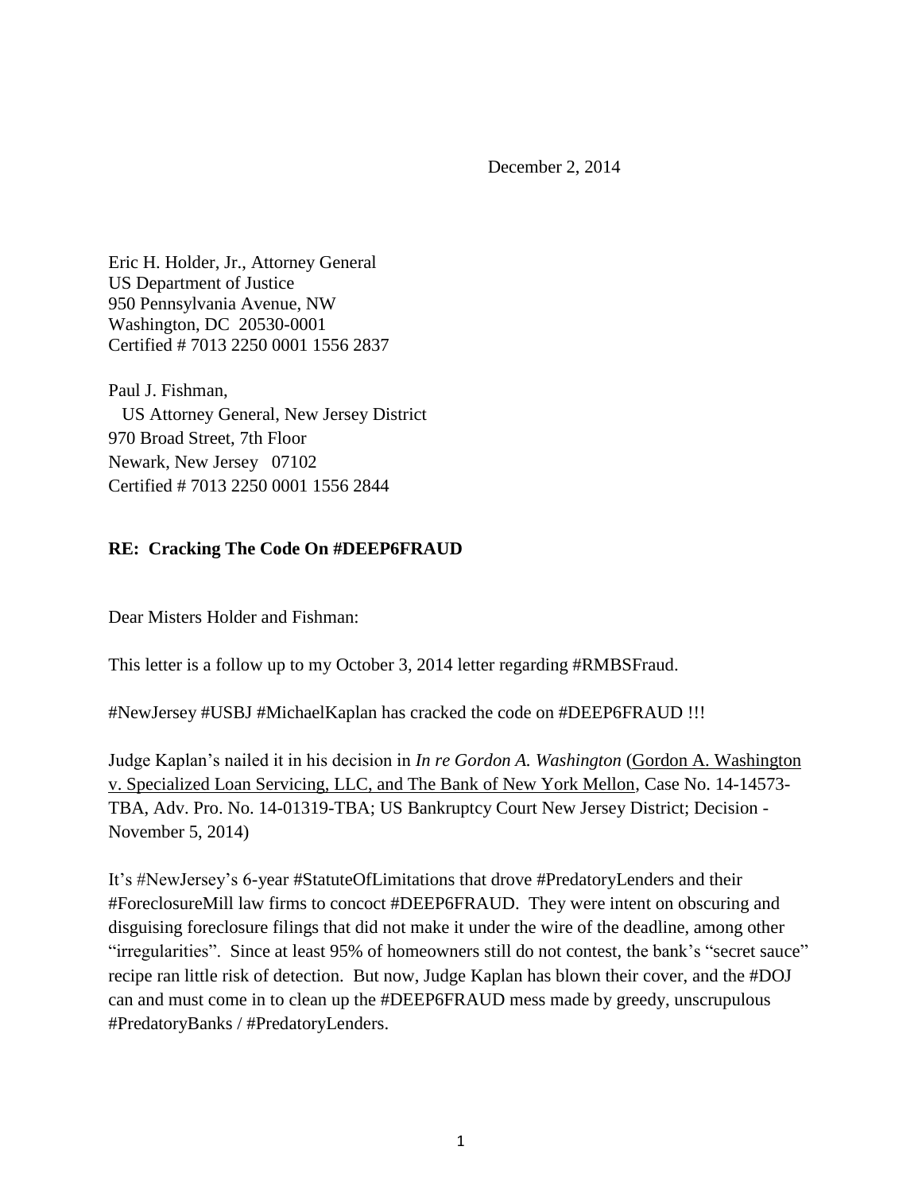December 2, 2014

Eric H. Holder, Jr., Attorney General
US Department of Justice
950 Pennsylvania Avenue, NW
Washington, DC 20530-0001
Certified # 7013 2250 0001 1556 2837

Paul J. Fishman,
US Attorney General, New Jersey District
970 Broad Street, 7th Floor
Newark, New Jersey 07102
Certified # 7013 2250 0001 1556 2844

**RE: Cracking The Code On #DEEP6FRAUD**

Dear Misters Holder and Fishman:

This letter is a follow up to my October 3, 2014 letter regarding #RMBSFraud.

#NewJersey #USBJ #MichaelKaplan has cracked the code on #DEEP6FRAUD !!!

Judge Kaplan's nailed it in his decision in *In re Gordon A. Washington* (<u>Gordon A. Washington v. Specialized Loan Servicing, LLC, and The Bank of New York Mellon</u>, Case No. 14-14573-TBA, Adv. Pro. No. 14-01319-TBA; US Bankruptcy Court New Jersey District; Decision - November 5, 2014)

It's #NewJersey's 6-year #StatuteOfLimitations that drove #PredatoryLenders and their #ForeclosureMill law firms to concoct #DEEP6FRAUD. They were intent on obscuring and disguising foreclosure filings that did not make it under the wire of the deadline, among other "irregularities". Since at least 95% of homeowners still do not contest, the bank's "secret sauce" recipe ran little risk of detection. But now, Judge Kaplan has blown their cover, and the #DOJ can and must come in to clean up the #DEEP6FRAUD mess made by greedy, unscrupulous #PredatoryBanks / #PredatoryLenders.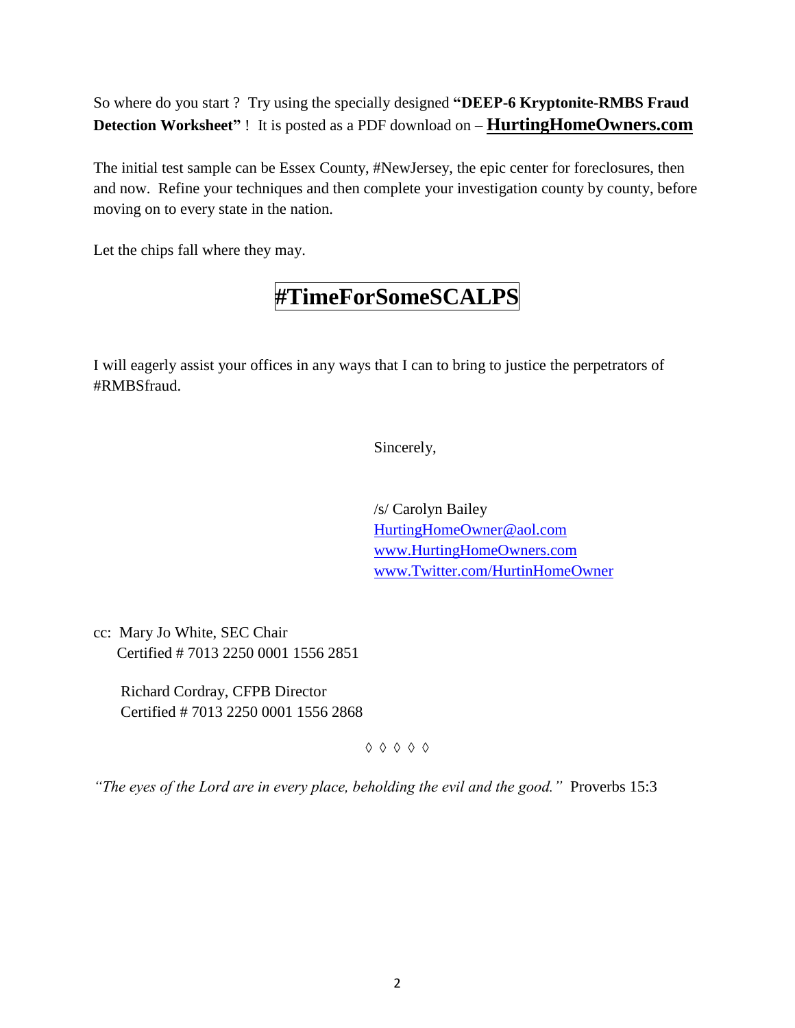So where do you start ? Try using the specially designed **"DEEP-6 Kryptonite-RMBS Fraud Detection Worksheet"** ! It is posted as a PDF download on – **HurtingHomeOwners.com**

The initial test sample can be Essex County, #NewJersey, the epic center for foreclosures, then and now. Refine your techniques and then complete your investigation county by county, before moving on to every state in the nation.

Let the chips fall where they may.

**#TimeForSomeSCALPS**

I will eagerly assist your offices in any ways that I can to bring to justice the perpetrators of #RMBSfraud.

Sincerely,

/s/ Carolyn Bailey
HurtingHomeOwner@aol.com
www.HurtingHomeOwners.com
www.Twitter.com/HurtinHomeOwner

cc: Mary Jo White, SEC Chair
Certified # 7013 2250 0001 1556 2851

Richard Cordray, CFPB Director
Certified # 7013 2250 0001 1556 2868

◊ ◊ ◊ ◊ ◊

*"The eyes of the Lord are in every place, beholding the evil and the good."* Proverbs 15:3